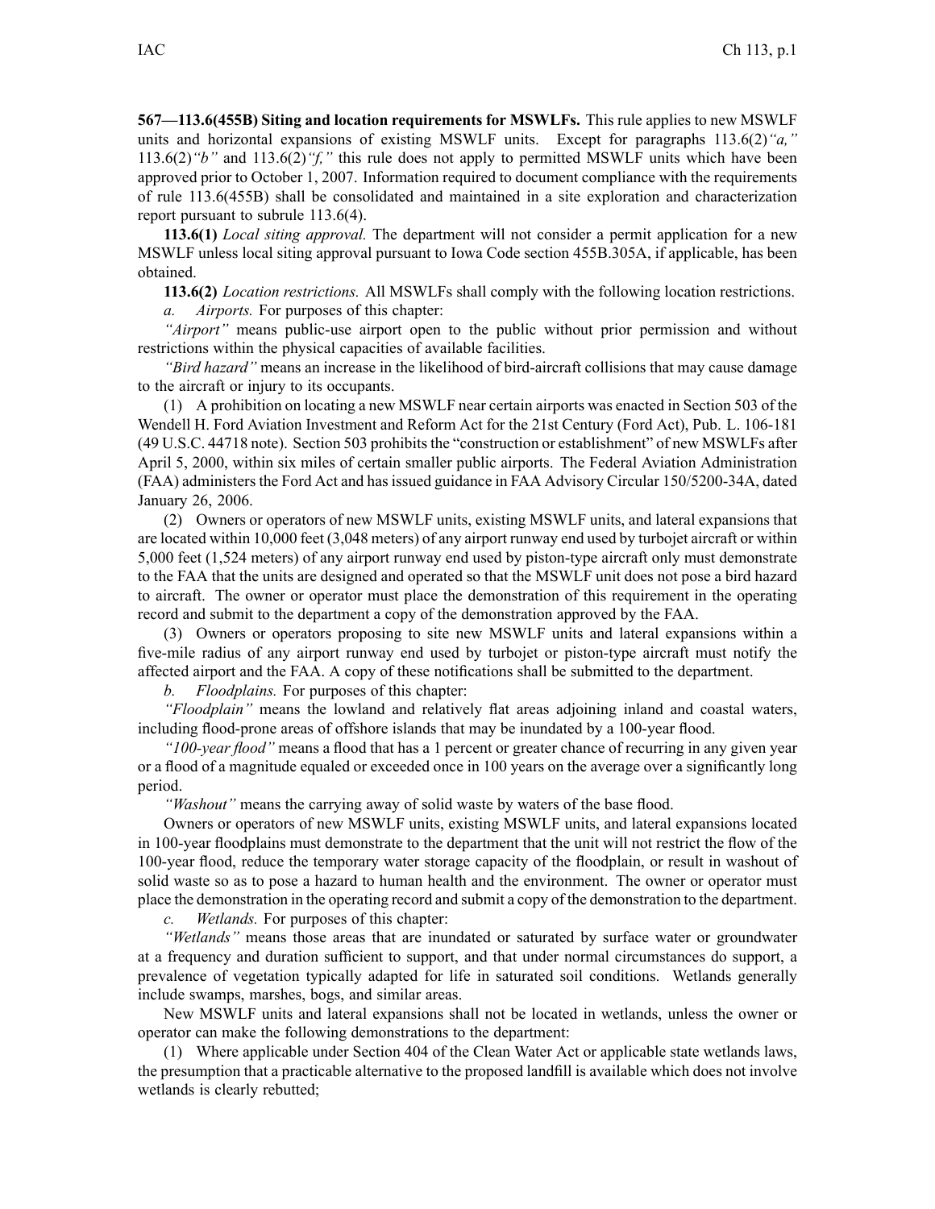**567—113.6(455B) Siting and location requirements for MSWLFs.** This rule applies to new MSWLF units and horizontal expansions of existing MSWLF units. Except for paragraphs 113.6(2)*"a,"* 113.6(2)*"b"* and 113.6(2)*"f,"* this rule does not apply to permitted MSWLF units which have been approved prior to October 1, 2007. Information required to document compliance with the requirements of rule 113.6(455B) shall be consolidated and maintained in a site exploration and characterization report pursuant to subrule 113.6(4).

**113.6(1)** *Local siting approval.* The department will not consider a permit application for a new MSWLF unless local siting approval pursuant to Iowa Code section 455B.305A, if applicable, has been obtained.

**113.6(2)** *Location restrictions.* All MSWLFs shall comply with the following location restrictions.

*a. Airports.* For purposes of this chapter:

*"Airport"* means public-use airport open to the public without prior permission and without restrictions within the physical capacities of available facilities.

*"Bird hazard"* means an increase in the likelihood of bird-aircraft collisions that may cause damage to the aircraft or injury to its occupants.

(1) A prohibition on locating a new MSWLF near certain airports was enacted in Section 503 of the Wendell H. Ford Aviation Investment and Reform Act for the 21st Century (Ford Act), Pub. L. 106-181 (49 U.S.C. 44718 note). Section 503 prohibits the "construction or establishment" of new MSWLFs after April 5, 2000, within six miles of certain smaller public airports. The Federal Aviation Administration (FAA) administers the Ford Act and has issued guidance in FAA Advisory Circular 150/5200-34A, dated January 26, 2006.

(2) Owners or operators of new MSWLF units, existing MSWLF units, and lateral expansions that are located within 10,000 feet (3,048 meters) of any airport runway end used by turbojet aircraft or within 5,000 feet (1,524 meters) of any airport runway end used by piston-type aircraft only must demonstrate to the FAA that the units are designed and operated so that the MSWLF unit does not pose a bird hazard to aircraft. The owner or operator must place the demonstration of this requirement in the operating record and submit to the department a copy of the demonstration approved by the FAA.

(3) Owners or operators proposing to site new MSWLF units and lateral expansions within a five-mile radius of any airport runway end used by turbojet or piston-type aircraft must notify the affected airport and the FAA. A copy of these notifications shall be submitted to the department.

*b. Floodplains.* For purposes of this chapter:

*"Floodplain"* means the lowland and relatively flat areas adjoining inland and coastal waters, including flood-prone areas of offshore islands that may be inundated by a 100-year flood.

*"100-year flood"* means a flood that has a 1 percent or greater chance of recurring in any given year or a flood of a magnitude equaled or exceeded once in 100 years on the average over a significantly long period.

*"Washout"* means the carrying away of solid waste by waters of the base flood.

Owners or operators of new MSWLF units, existing MSWLF units, and lateral expansions located in 100-year floodplains must demonstrate to the department that the unit will not restrict the flow of the 100-year flood, reduce the temporary water storage capacity of the floodplain, or result in washout of solid waste so as to pose a hazard to human health and the environment. The owner or operator must place the demonstration in the operating record and submit a copy of the demonstration to the department.

*c. Wetlands.* For purposes of this chapter:

*"Wetlands"* means those areas that are inundated or saturated by surface water or groundwater at a frequency and duration sufficient to support, and that under normal circumstances do support, a prevalence of vegetation typically adapted for life in saturated soil conditions. Wetlands generally include swamps, marshes, bogs, and similar areas.

New MSWLF units and lateral expansions shall not be located in wetlands, unless the owner or operator can make the following demonstrations to the department:

(1) Where applicable under Section 404 of the Clean Water Act or applicable state wetlands laws, the presumption that a practicable alternative to the proposed landfill is available which does not involve wetlands is clearly rebutted;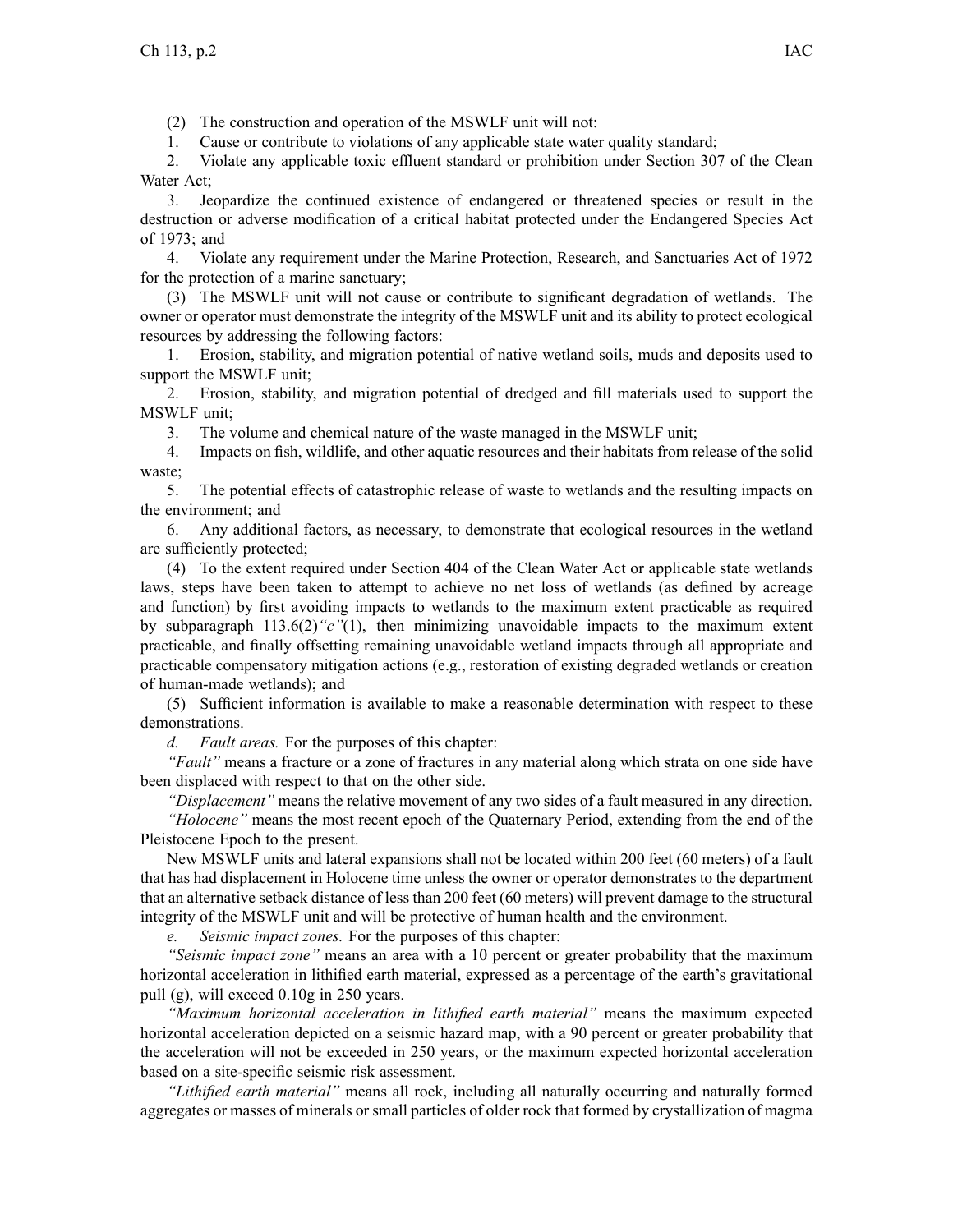(2) The construction and operation of the MSWLF unit will not:

1. Cause or contribute to violations of any applicable state water quality standard;

2. Violate any applicable toxic effluent standard or prohibition under Section 307 of the Clean Water Act;

3. Jeopardize the continued existence of endangered or threatened species or result in the destruction or adverse modification of a critical habitat protected under the Endangered Species Act of 1973; and

4. Violate any requirement under the Marine Protection, Research, and Sanctuaries Act of 1972 for the protection of a marine sanctuary;

(3) The MSWLF unit will not cause or contribute to significant degradation of wetlands. The owner or operator must demonstrate the integrity of the MSWLF unit and its ability to protect ecological resources by addressing the following factors:

1. Erosion, stability, and migration potential of native wetland soils, muds and deposits used to support the MSWLF unit;

2. Erosion, stability, and migration potential of dredged and fill materials used to support the MSWLF unit;

3. The volume and chemical nature of the waste managed in the MSWLF unit;

4. Impacts on fish, wildlife, and other aquatic resources and their habitats from release of the solid waste;

5. The potential effects of catastrophic release of waste to wetlands and the resulting impacts on the environment; and

6. Any additional factors, as necessary, to demonstrate that ecological resources in the wetland are sufficiently protected;

(4) To the extent required under Section 404 of the Clean Water Act or applicable state wetlands laws, steps have been taken to attempt to achieve no net loss of wetlands (as defined by acreage and function) by first avoiding impacts to wetlands to the maximum extent practicable as required by subparagraph 113.6(2)*"c"*(1), then minimizing unavoidable impacts to the maximum extent practicable, and finally offsetting remaining unavoidable wetland impacts through all appropriate and practicable compensatory mitigation actions (e.g., restoration of existing degraded wetlands or creation of human-made wetlands); and

(5) Sufficient information is available to make a reasonable determination with respect to these demonstrations.

*d. Fault areas.* For the purposes of this chapter:

*"Fault"* means a fracture or a zone of fractures in any material along which strata on one side have been displaced with respect to that on the other side.

*"Displacement"* means the relative movement of any two sides of a fault measured in any direction.

*"Holocene"* means the most recent epoch of the Quaternary Period, extending from the end of the Pleistocene Epoch to the present.

New MSWLF units and lateral expansions shall not be located within 200 feet (60 meters) of a fault that has had displacement in Holocene time unless the owner or operator demonstrates to the department that an alternative setback distance of less than 200 feet (60 meters) will prevent damage to the structural integrity of the MSWLF unit and will be protective of human health and the environment.

*e. Seismic impact zones.* For the purposes of this chapter:

*"Seismic impact zone"* means an area with a 10 percent or greater probability that the maximum horizontal acceleration in lithified earth material, expressed as a percentage of the earth's gravitational pull (g), will exceed 0.10g in 250 years.

*"Maximum horizontal acceleration in lithified earth material"* means the maximum expected horizontal acceleration depicted on a seismic hazard map, with a 90 percent or greater probability that the acceleration will not be exceeded in 250 years, or the maximum expected horizontal acceleration based on a site-specific seismic risk assessment.

*"Lithified earth material"* means all rock, including all naturally occurring and naturally formed aggregates or masses of minerals or small particles of older rock that formed by crystallization of magma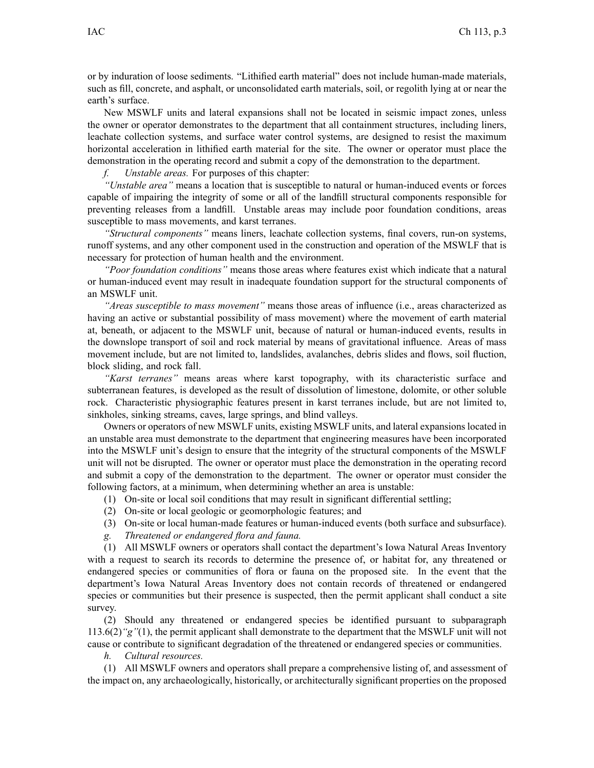or by induration of loose sediments. "Lithified earth material" does not include human-made materials, such as fill, concrete, and asphalt, or unconsolidated earth materials, soil, or regolith lying at or near the earth's surface.

New MSWLF units and lateral expansions shall not be located in seismic impact zones, unless the owner or operator demonstrates to the department that all containment structures, including liners, leachate collection systems, and surface water control systems, are designed to resist the maximum horizontal acceleration in lithified earth material for the site. The owner or operator must place the demonstration in the operating record and submit a copy of the demonstration to the department.

*f. Unstable areas.* For purposes of this chapter:

*"Unstable area"* means a location that is susceptible to natural or human-induced events or forces capable of impairing the integrity of some or all of the landfill structural components responsible for preventing releases from a landfill. Unstable areas may include poor foundation conditions, areas susceptible to mass movements, and karst terranes.

*"Structural components"* means liners, leachate collection systems, final covers, run-on systems, runoff systems, and any other component used in the construction and operation of the MSWLF that is necessary for protection of human health and the environment.

*"Poor foundation conditions"* means those areas where features exist which indicate that a natural or human-induced event may result in inadequate foundation support for the structural components of an MSWLF unit.

*"Areas susceptible to mass movement"* means those areas of influence (i.e., areas characterized as having an active or substantial possibility of mass movement) where the movement of earth material at, beneath, or adjacent to the MSWLF unit, because of natural or human-induced events, results in the downslope transport of soil and rock material by means of gravitational influence. Areas of mass movement include, but are not limited to, landslides, avalanches, debris slides and flows, soil fluction, block sliding, and rock fall.

*"Karst terranes"* means areas where karst topography, with its characteristic surface and subterranean features, is developed as the result of dissolution of limestone, dolomite, or other soluble rock. Characteristic physiographic features present in karst terranes include, but are not limited to, sinkholes, sinking streams, caves, large springs, and blind valleys.

Owners or operators of new MSWLF units, existing MSWLF units, and lateral expansions located in an unstable area must demonstrate to the department that engineering measures have been incorporated into the MSWLF unit's design to ensure that the integrity of the structural components of the MSWLF unit will not be disrupted. The owner or operator must place the demonstration in the operating record and submit a copy of the demonstration to the department. The owner or operator must consider the following factors, at a minimum, when determining whether an area is unstable:

(1) On-site or local soil conditions that may result in significant differential settling;

(2) On-site or local geologic or geomorphologic features; and

(3) On-site or local human-made features or human-induced events (both surface and subsurface).

*g. Threatened or endangered flora and fauna.*

(1) All MSWLF owners or operators shall contact the department's Iowa Natural Areas Inventory with a request to search its records to determine the presence of, or habitat for, any threatened or endangered species or communities of flora or fauna on the proposed site. In the event that the department's Iowa Natural Areas Inventory does not contain records of threatened or endangered species or communities but their presence is suspected, then the permit applicant shall conduct a site survey.

(2) Should any threatened or endangered species be identified pursuant to subparagraph 113.6(2)*"g"*(1), the permit applicant shall demonstrate to the department that the MSWLF unit will not cause or contribute to significant degradation of the threatened or endangered species or communities.

*h. Cultural resources.*

(1) All MSWLF owners and operators shall prepare a comprehensive listing of, and assessment of the impact on, any archaeologically, historically, or architecturally significant properties on the proposed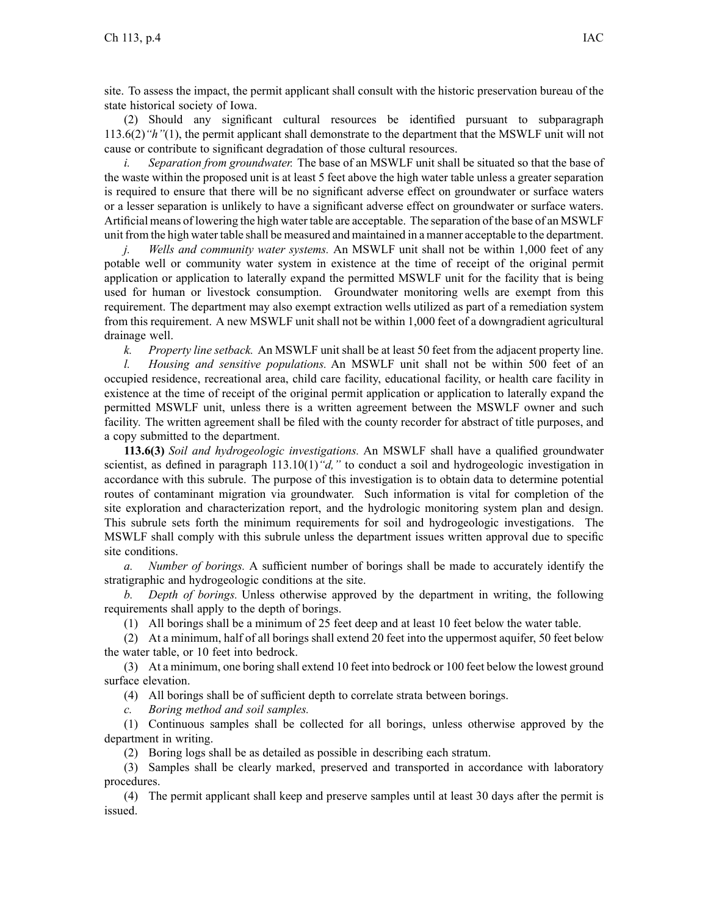site. To assess the impact, the permit applicant shall consult with the historic preservation bureau of the state historical society of Iowa.

(2) Should any significant cultural resources be identified pursuant to subparagraph 113.6(2)*"h"*(1), the permit applicant shall demonstrate to the department that the MSWLF unit will not cause or contribute to significant degradation of those cultural resources.

*i. Separation from groundwater.* The base of an MSWLF unit shall be situated so that the base of the waste within the proposed unit is at least 5 feet above the high water table unless a greater separation is required to ensure that there will be no significant adverse effect on groundwater or surface waters or a lesser separation is unlikely to have a significant adverse effect on groundwater or surface waters. Artificial means of lowering the high water table are acceptable. The separation of the base of an MSWLF unit from the high water table shall be measured and maintained in a manner acceptable to the department.

*j. Wells and community water systems.* An MSWLF unit shall not be within 1,000 feet of any potable well or community water system in existence at the time of receipt of the original permit application or application to laterally expand the permitted MSWLF unit for the facility that is being used for human or livestock consumption. Groundwater monitoring wells are exempt from this requirement. The department may also exempt extraction wells utilized as part of a remediation system from this requirement. A new MSWLF unit shall not be within 1,000 feet of a downgradient agricultural drainage well.

*k. Property line setback.* An MSWLF unit shall be at least 50 feet from the adjacent property line.

*l. Housing and sensitive populations.* An MSWLF unit shall not be within 500 feet of an occupied residence, recreational area, child care facility, educational facility, or health care facility in existence at the time of receipt of the original permit application or application to laterally expand the permitted MSWLF unit, unless there is a written agreement between the MSWLF owner and such facility. The written agreement shall be filed with the county recorder for abstract of title purposes, and a copy submitted to the department.

**113.6(3)** *Soil and hydrogeologic investigations.* An MSWLF shall have a qualified groundwater scientist, as defined in paragraph 113.10(1)*"d,"* to conduct a soil and hydrogeologic investigation in accordance with this subrule. The purpose of this investigation is to obtain data to determine potential routes of contaminant migration via groundwater. Such information is vital for completion of the site exploration and characterization report, and the hydrologic monitoring system plan and design. This subrule sets forth the minimum requirements for soil and hydrogeologic investigations. The MSWLF shall comply with this subrule unless the department issues written approval due to specific site conditions.

*a. Number of borings.* A sufficient number of borings shall be made to accurately identify the stratigraphic and hydrogeologic conditions at the site.

*b. Depth of borings.* Unless otherwise approved by the department in writing, the following requirements shall apply to the depth of borings.

(1) All borings shall be a minimum of 25 feet deep and at least 10 feet below the water table.

(2) At a minimum, half of all borings shall extend 20 feet into the uppermost aquifer, 50 feet below the water table, or 10 feet into bedrock.

(3) At a minimum, one boring shall extend 10 feet into bedrock or 100 feet below the lowest ground surface elevation.

(4) All borings shall be of sufficient depth to correlate strata between borings.

*c. Boring method and soil samples.*

(1) Continuous samples shall be collected for all borings, unless otherwise approved by the department in writing.

(2) Boring logs shall be as detailed as possible in describing each stratum.

(3) Samples shall be clearly marked, preserved and transported in accordance with laboratory procedures.

(4) The permit applicant shall keep and preserve samples until at least 30 days after the permit is issued.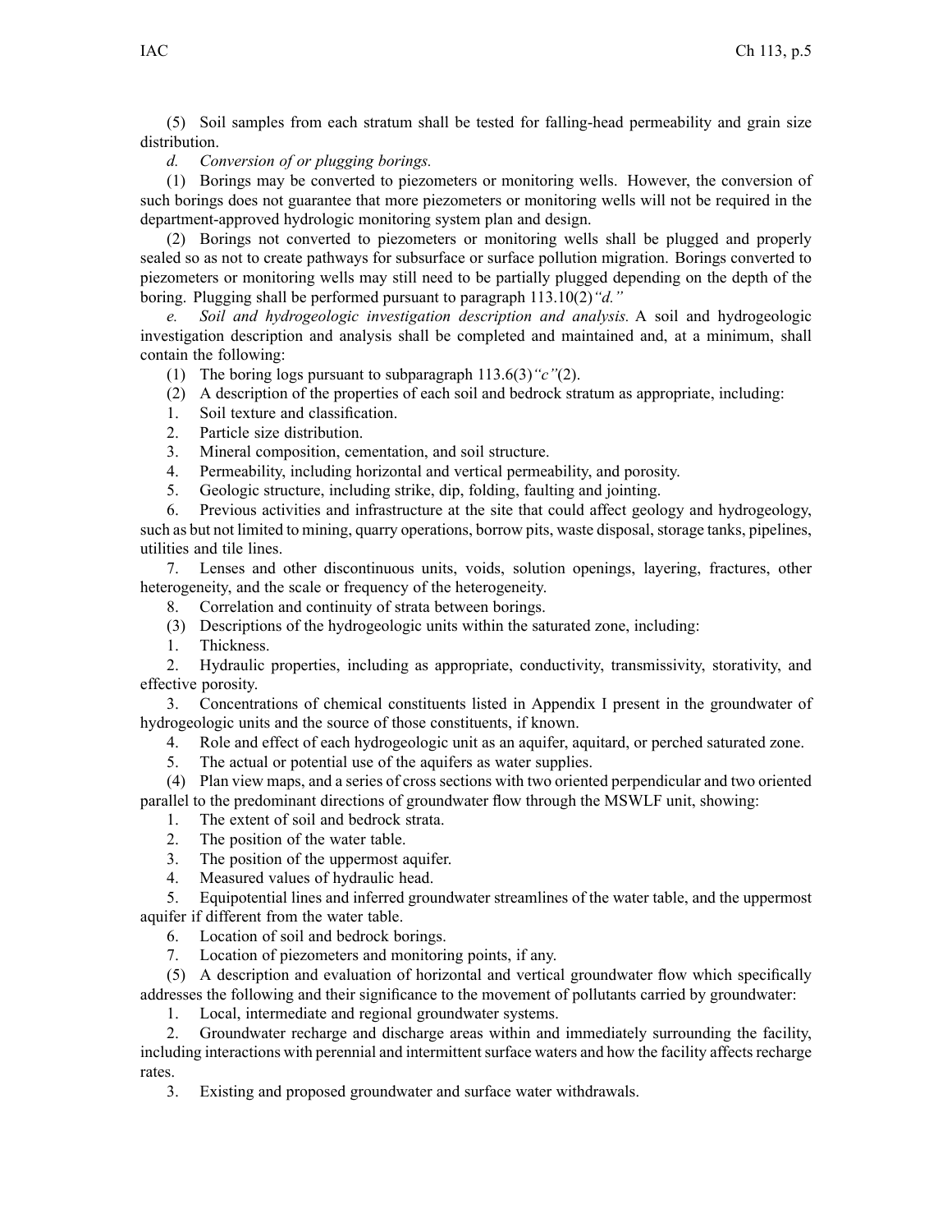(5) Soil samples from each stratum shall be tested for falling-head permeability and grain size distribution.

*d. Conversion of or plugging borings.*

(1) Borings may be converted to piezometers or monitoring wells. However, the conversion of such borings does not guarantee that more piezometers or monitoring wells will not be required in the department-approved hydrologic monitoring system plan and design.

(2) Borings not converted to piezometers or monitoring wells shall be plugged and properly sealed so as not to create pathways for subsurface or surface pollution migration. Borings converted to piezometers or monitoring wells may still need to be partially plugged depending on the depth of the boring. Plugging shall be performed pursuant to paragraph 113.10(2)*"d."*

*e. Soil and hydrogeologic investigation description and analysis.* A soil and hydrogeologic investigation description and analysis shall be completed and maintained and, at a minimum, shall contain the following:

(1) The boring logs pursuant to subparagraph 113.6(3)*"c"*(2).

(2) A description of the properties of each soil and bedrock stratum as appropriate, including:

1. Soil texture and classification.
2. Particle size distribution.
3. Mineral composition, cementation, and soil structure.
4. Permeability, including horizontal and vertical permeability, and porosity.
5. Geologic structure, including strike, dip, folding, faulting and jointing.
6. Previous activities and infrastructure at the site that could affect geology and hydrogeology, such as but not limited to mining, quarry operations, borrow pits, waste disposal, storage tanks, pipelines, utilities and tile lines.
7. Lenses and other discontinuous units, voids, solution openings, layering, fractures, other heterogeneity, and the scale or frequency of the heterogeneity.
8. Correlation and continuity of strata between borings.

(3) Descriptions of the hydrogeologic units within the saturated zone, including:

1. Thickness.
2. Hydraulic properties, including as appropriate, conductivity, transmissivity, storativity, and effective porosity.
3. Concentrations of chemical constituents listed in Appendix I present in the groundwater of hydrogeologic units and the source of those constituents, if known.
4. Role and effect of each hydrogeologic unit as an aquifer, aquitard, or perched saturated zone.
5. The actual or potential use of the aquifers as water supplies.

(4) Plan view maps, and a series of cross sections with two oriented perpendicular and two oriented parallel to the predominant directions of groundwater flow through the MSWLF unit, showing:

1. The extent of soil and bedrock strata.
2. The position of the water table.
3. The position of the uppermost aquifer.
4. Measured values of hydraulic head.
5. Equipotential lines and inferred groundwater streamlines of the water table, and the uppermost aquifer if different from the water table.
6. Location of soil and bedrock borings.
7. Location of piezometers and monitoring points, if any.

(5) A description and evaluation of horizontal and vertical groundwater flow which specifically addresses the following and their significance to the movement of pollutants carried by groundwater:

1. Local, intermediate and regional groundwater systems.
2. Groundwater recharge and discharge areas within and immediately surrounding the facility, including interactions with perennial and intermittent surface waters and how the facility affects recharge rates.
3. Existing and proposed groundwater and surface water withdrawals.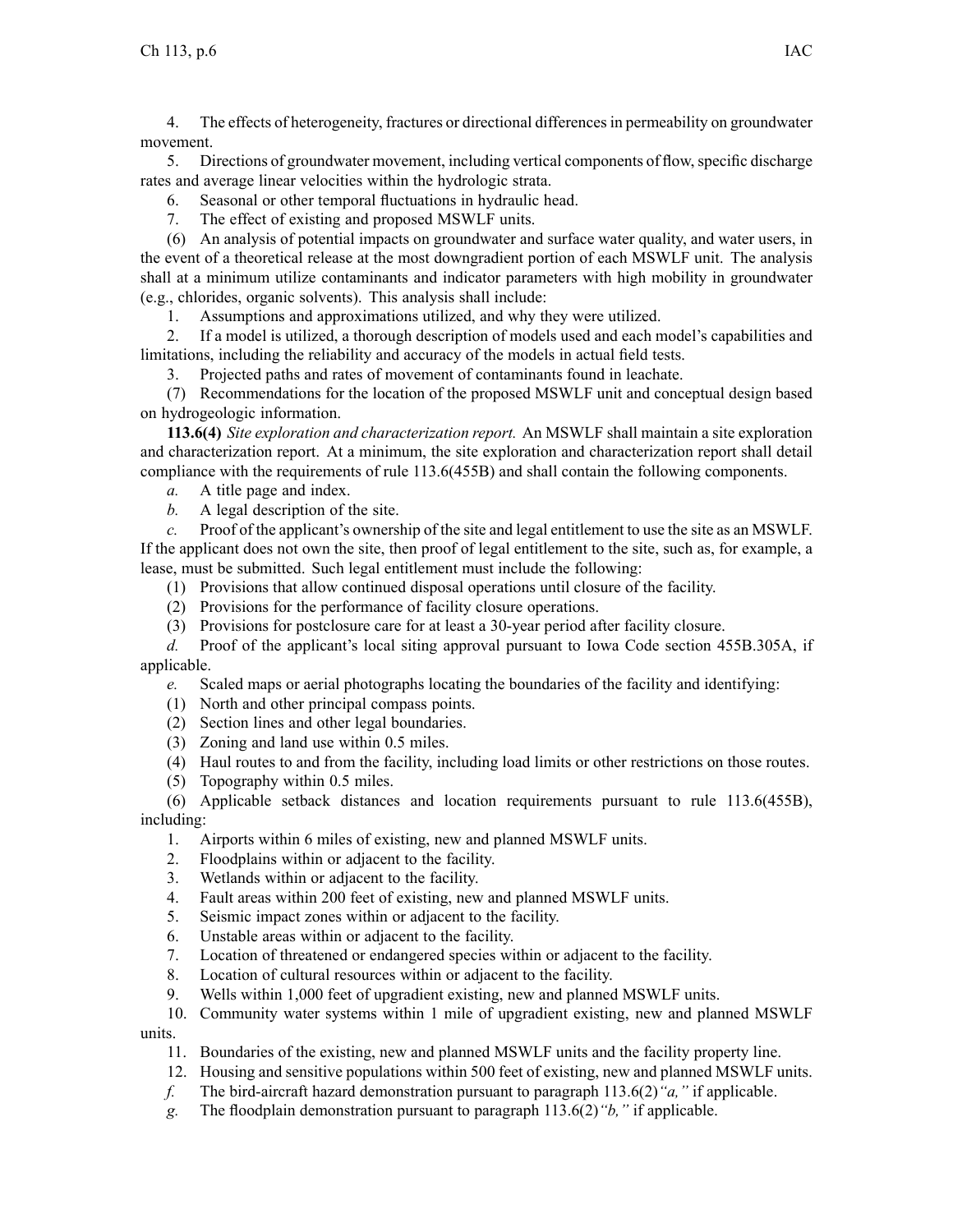4. The effects of heterogeneity, fractures or directional differences in permeability on groundwater movement.

5. Directions of groundwater movement, including vertical components of flow, specific discharge rates and average linear velocities within the hydrologic strata.

6. Seasonal or other temporal fluctuations in hydraulic head.

7. The effect of existing and proposed MSWLF units.

(6) An analysis of potential impacts on groundwater and surface water quality, and water users, in the event of a theoretical release at the most downgradient portion of each MSWLF unit. The analysis shall at a minimum utilize contaminants and indicator parameters with high mobility in groundwater (e.g., chlorides, organic solvents). This analysis shall include:

1. Assumptions and approximations utilized, and why they were utilized.

2. If a model is utilized, a thorough description of models used and each model's capabilities and limitations, including the reliability and accuracy of the models in actual field tests.

3. Projected paths and rates of movement of contaminants found in leachate.

(7) Recommendations for the location of the proposed MSWLF unit and conceptual design based on hydrogeologic information.

**113.6(4)** *Site exploration and characterization report.* An MSWLF shall maintain a site exploration and characterization report. At a minimum, the site exploration and characterization report shall detail compliance with the requirements of rule 113.6(455B) and shall contain the following components.

*a.* A title page and index.

*b.* A legal description of the site.

*c.* Proof of the applicant's ownership of the site and legal entitlement to use the site as an MSWLF. If the applicant does not own the site, then proof of legal entitlement to the site, such as, for example, a lease, must be submitted. Such legal entitlement must include the following:

(1) Provisions that allow continued disposal operations until closure of the facility.

(2) Provisions for the performance of facility closure operations.

(3) Provisions for postclosure care for at least a 30-year period after facility closure.

*d.* Proof of the applicant's local siting approval pursuant to Iowa Code section 455B.305A, if applicable.

*e.* Scaled maps or aerial photographs locating the boundaries of the facility and identifying:

(1) North and other principal compass points.

(2) Section lines and other legal boundaries.

(3) Zoning and land use within 0.5 miles.

(4) Haul routes to and from the facility, including load limits or other restrictions on those routes.

(5) Topography within 0.5 miles.

(6) Applicable setback distances and location requirements pursuant to rule 113.6(455B), including:

1. Airports within 6 miles of existing, new and planned MSWLF units.

2. Floodplains within or adjacent to the facility.

3. Wetlands within or adjacent to the facility.

4. Fault areas within 200 feet of existing, new and planned MSWLF units.

5. Seismic impact zones within or adjacent to the facility.

6. Unstable areas within or adjacent to the facility.

7. Location of threatened or endangered species within or adjacent to the facility.

8. Location of cultural resources within or adjacent to the facility.

9. Wells within 1,000 feet of upgradient existing, new and planned MSWLF units.

10. Community water systems within 1 mile of upgradient existing, new and planned MSWLF units.

11. Boundaries of the existing, new and planned MSWLF units and the facility property line.

12. Housing and sensitive populations within 500 feet of existing, new and planned MSWLF units.

*f.* The bird-aircraft hazard demonstration pursuant to paragraph 113.6(2)*"a,"* if applicable.

*g.* The floodplain demonstration pursuant to paragraph 113.6(2)*"b,"* if applicable.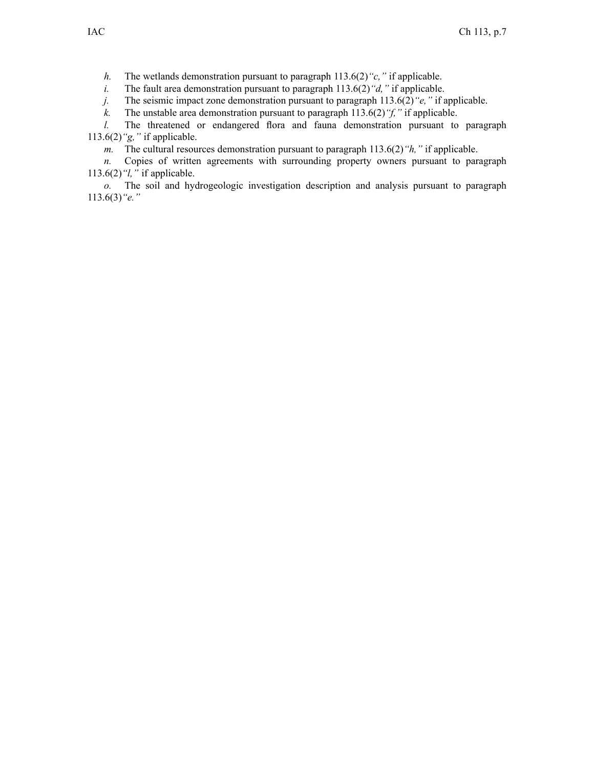*h.* The wetlands demonstration pursuant to paragraph 113.6(2)*"c,"* if applicable.

*i.* The fault area demonstration pursuant to paragraph 113.6(2)*"d,"* if applicable.

*j.* The seismic impact zone demonstration pursuant to paragraph 113.6(2)*"e,"* if applicable.

*k.* The unstable area demonstration pursuant to paragraph 113.6(2)*"f,"* if applicable.

*l.* The threatened or endangered flora and fauna demonstration pursuant to paragraph 113.6(2)*"g,"* if applicable.

*m.* The cultural resources demonstration pursuant to paragraph 113.6(2)*"h,"* if applicable.

*n.* Copies of written agreements with surrounding property owners pursuant to paragraph 113.6(2)*"l,"* if applicable.

*o.* The soil and hydrogeologic investigation description and analysis pursuant to paragraph 113.6(3)*"e."*